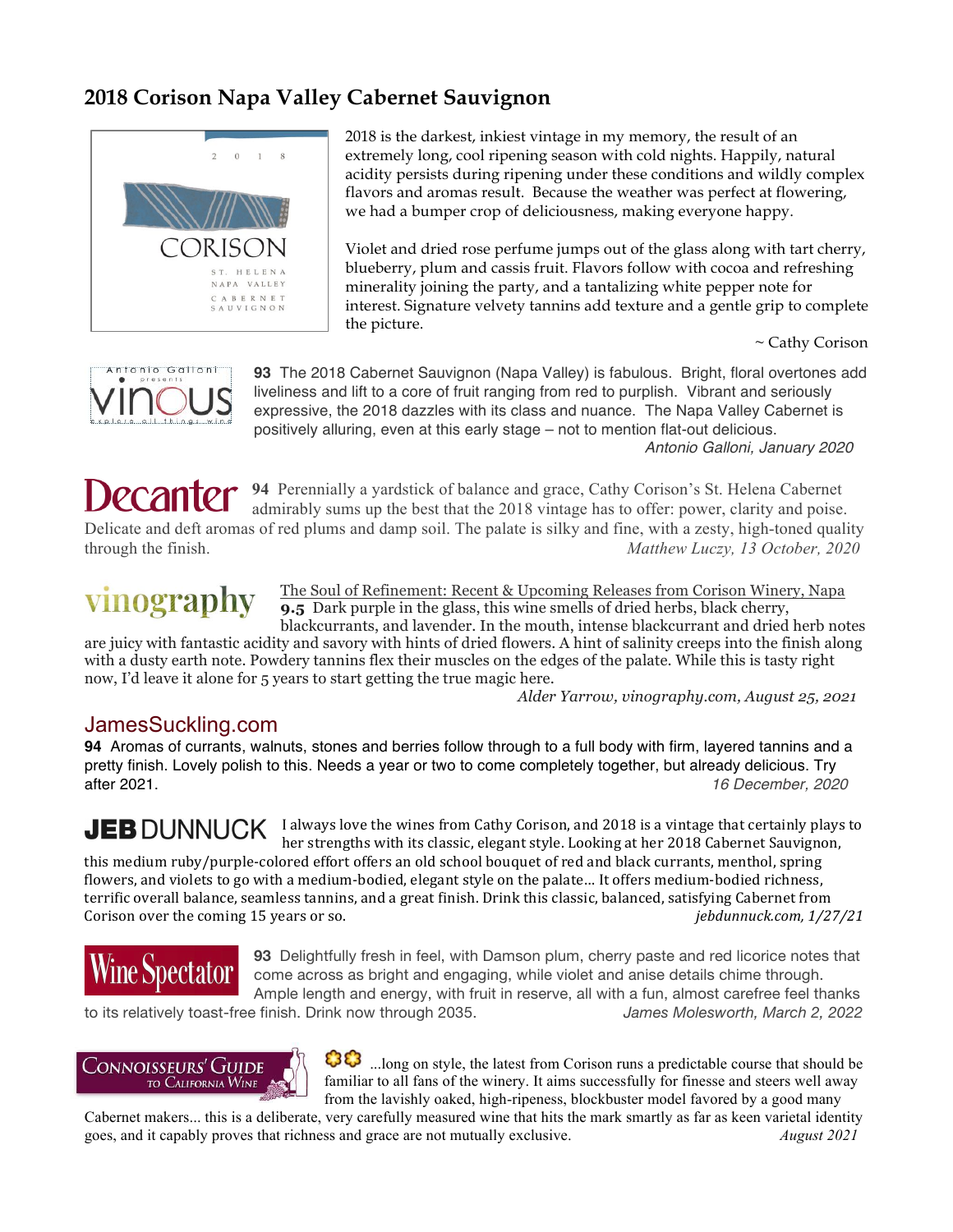## 2018 Corison Napa Valley Cabernet Sauvignon

2018 is the darkest, inkiest vintage in my memory, the result of an extremely long, cool ripening season with cold nights. Happily, natural acidity persists during ripening under these conditions and wildly complex flavors and aromas result. Because the weather was perfect at flowering, we had a bumper crop of deliciousness, making everyone happy.

Violet and dried rose perfume jumps out of the glass along with tart cherry, blueberry, plum and cassis fruit. Flavors follow with cocoa and refreshing minerality joining the party, and a tantalizing white pepper note for interest. Signature velvety tannins add texture and a gentle grip to complete the picture.

~ Cathy Corison

**Vinous**

**93** The 2018 Cabernet Sauvignon (Napa Valley) is fabulous. Bright, floral overtones add liveliness and lift to a core of fruit ranging from red to purplish. Vibrant and seriously expressive, the 2018 dazzles with its class and nuance. The Napa Valley Cabernet is positively alluring, even at this early stage – not to mention flat-out delicious.

*Antonio Galloni, January 2020*

**Decanter**

**94** Perennially a yardstick of balance and grace, Cathy Corison's St. Helena Cabernet admirably sums up the best that the 2018 vintage has to offer: power, clarity and poise. Delicate and deft aromas of red plums and damp soil. The palate is silky and fine, with a zesty, high-toned quality through the finish.

*Matthew Luczy, 13 October, 2020*

**vinography**

The Soul of Refinement: Recent & Upcoming Releases from Corison Winery, Napa

**9.5** Dark purple in the glass, this wine smells of dried herbs, black cherry, blackcurrants, and lavender. In the mouth, intense blackcurrant and dried herb notes are juicy with fantastic acidity and savory with hints of dried flowers. A hint of salinity creeps into the finish along with a dusty earth note. Powdery tannins flex their muscles on the edges of the palate. While this is tasty right now, I'd leave it alone for 5 years to start getting the true magic here.

*Alder Yarrow, vinography.com, August 25, 2021*

**JamesSuckling.com**

**94** Aromas of currants, walnuts, stones and berries follow through to a full body with firm, layered tannins and a pretty finish. Lovely polish to this. Needs a year or two to come completely together, but already delicious. Try after 2021.

*16 December, 2020*

**JEB DUNNUCK**

I always love the wines from Cathy Corison, and 2018 is a vintage that certainly plays to her strengths with its classic, elegant style. Looking at her 2018 Cabernet Sauvignon, this medium ruby/purple-colored effort offers an old school bouquet of red and black currants, menthol, spring flowers, and violets to go with a medium-bodied, elegant style on the palate... It offers medium-bodied richness, terrific overall balance, seamless tannins, and a great finish. Drink this classic, balanced, satisfying Cabernet from Corison over the coming 15 years or so.

*jebdunnuck.com, 1/27/21*

**Wine Spectator**

**93** Delightfully fresh in feel, with Damson plum, cherry paste and red licorice notes that come across as bright and engaging, while violet and anise details chime through. Ample length and energy, with fruit in reserve, all with a fun, almost carefree feel thanks to its relatively toast-free finish. Drink now through 2035.

*James Molesworth, March 2, 2022*

**Connoisseurs' Guide to California Wine**

✿✿ ...long on style, the latest from Corison runs a predictable course that should be familiar to all fans of the winery. It aims successfully for finesse and steers well away from the lavishly oaked, high-ripeness, blockbuster model favored by a good many Cabernet makers... this is a deliberate, very carefully measured wine that hits the mark smartly as far as keen varietal identity goes, and it capably proves that richness and grace are not mutually exclusive.

*August 2021*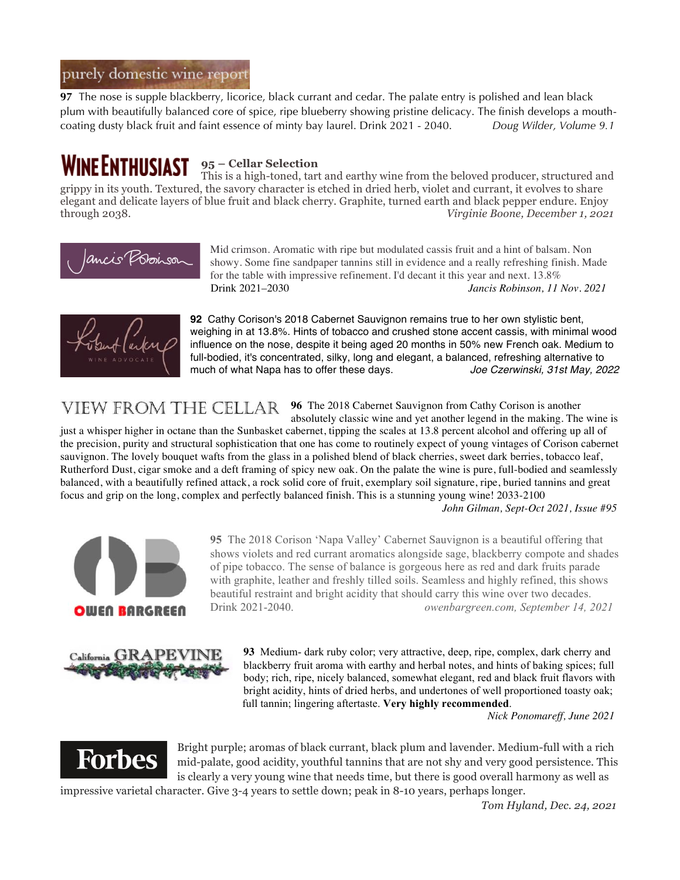**purely domestic wine report**

**97** The nose is supple blackberry, licorice, black currant and cedar. The palate entry is polished and lean black plum with beautifully balanced core of spice, ripe blueberry showing pristine delicacy. The finish develops a mouth-coating dusty black fruit and faint essence of minty bay laurel. Drink 2021 - 2040. *Doug Wilder, Volume 9.1*

**WINE ENTHUSIAST**

**95 – Cellar Selection**
This is a high-toned, tart and earthy wine from the beloved producer, structured and grippy in its youth. Textured, the savory character is etched in dried herb, violet and currant, it evolves to share elegant and delicate layers of blue fruit and black cherry. Graphite, turned earth and black pepper endure. Enjoy through 2038. *Virginie Boone, December 1, 2021*

**Jancis Robinson**

Mid crimson. Aromatic with ripe but modulated cassis fruit and a hint of balsam. Non showy. Some fine sandpaper tannins still in evidence and a really refreshing finish. Made for the table with impressive refinement. I'd decant it this year and next. 13.8%
Drink 2021–2030 *Jancis Robinson, 11 Nov. 2021*

**Robert Parker Wine Advocate**

**92** Cathy Corison's 2018 Cabernet Sauvignon remains true to her own stylistic bent, weighing in at 13.8%. Hints of tobacco and crushed stone accent cassis, with minimal wood influence on the nose, despite it being aged 20 months in 50% new French oak. Medium to full-bodied, it's concentrated, silky, long and elegant, a balanced, refreshing alternative to much of what Napa has to offer these days. *Joe Czerwinski, 31st May, 2022*

**VIEW FROM THE CELLAR**

**96** The 2018 Cabernet Sauvignon from Cathy Corison is another absolutely classic wine and yet another legend in the making. The wine is just a whisper higher in octane than the Sunbasket cabernet, tipping the scales at 13.8 percent alcohol and offering up all of the precision, purity and structural sophistication that one has come to routinely expect of young vintages of Corison cabernet sauvignon. The lovely bouquet wafts from the glass in a polished blend of black cherries, sweet dark berries, tobacco leaf, Rutherford Dust, cigar smoke and a deft framing of spicy new oak. On the palate the wine is pure, full-bodied and seamlessly balanced, with a beautifully refined attack, a rock solid core of fruit, exemplary soil signature, ripe, buried tannins and great focus and grip on the long, complex and perfectly balanced finish. This is a stunning young wine! 2033-2100
*John Gilman, Sept-Oct 2021, Issue #95*

**OWEN BARGREEN**

**95** The 2018 Corison 'Napa Valley' Cabernet Sauvignon is a beautiful offering that shows violets and red currant aromatics alongside sage, blackberry compote and shades of pipe tobacco. The sense of balance is gorgeous here as red and dark fruits parade with graphite, leather and freshly tilled soils. Seamless and highly refined, this shows beautiful restraint and bright acidity that should carry this wine over two decades.
Drink 2021-2040. *owenbargreen.com, September 14, 2021*

**California GRAPEVINE**

**93** Medium- dark ruby color; very attractive, deep, ripe, complex, dark cherry and blackberry fruit aroma with earthy and herbal notes, and hints of baking spices; full body; rich, ripe, nicely balanced, somewhat elegant, red and black fruit flavors with bright acidity, hints of dried herbs, and undertones of well proportioned toasty oak; full tannin; lingering aftertaste. **Very highly recommended**.
*Nick Ponomareff, June 2021*

**Forbes**

Bright purple; aromas of black currant, black plum and lavender. Medium-full with a rich mid-palate, good acidity, youthful tannins that are not shy and very good persistence. This is clearly a very young wine that needs time, but there is good overall harmony as well as impressive varietal character. Give 3-4 years to settle down; peak in 8-10 years, perhaps longer.
*Tom Hyland, Dec. 24, 2021*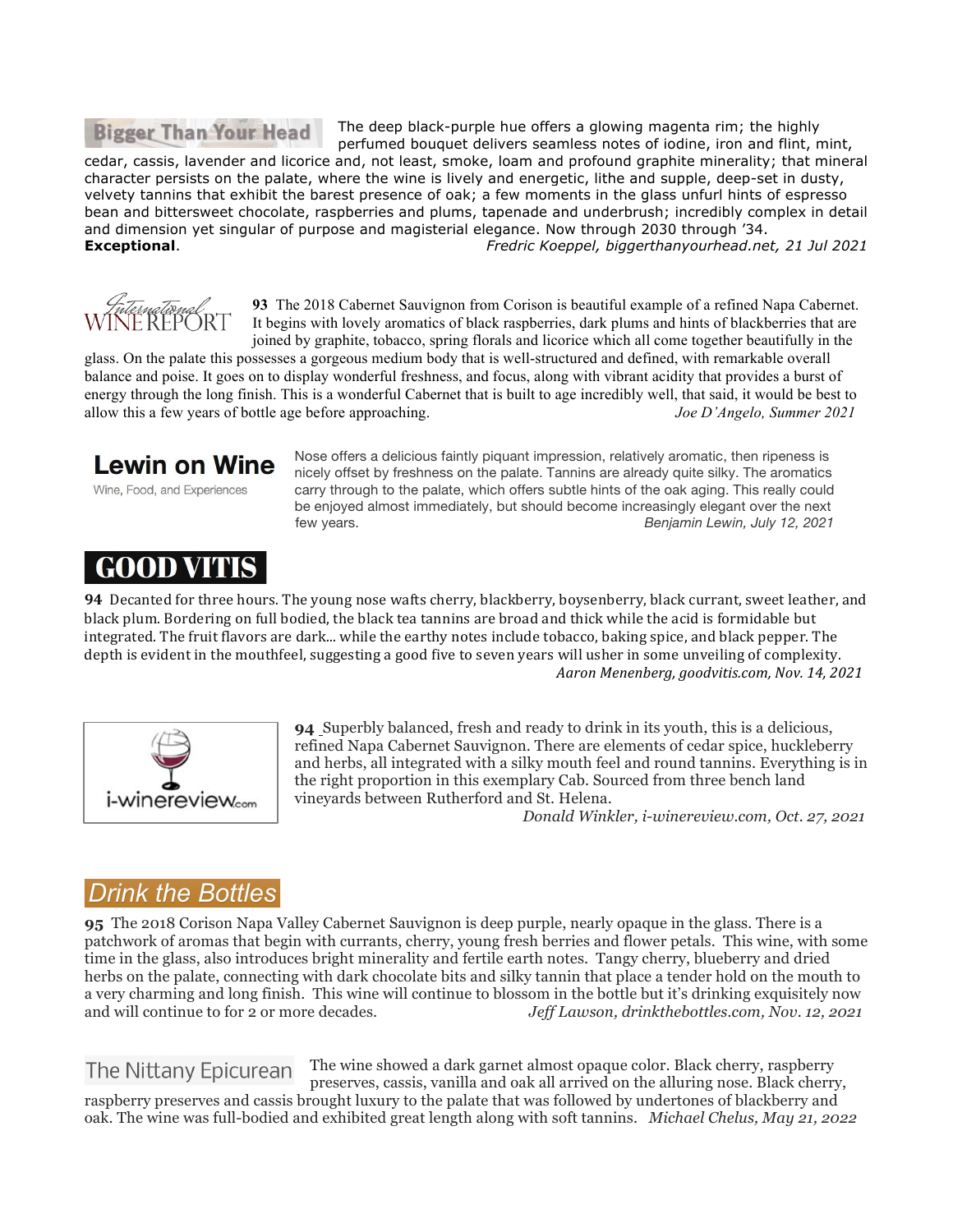**Bigger Than Your Head**

The deep black-purple hue offers a glowing magenta rim; the highly perfumed bouquet delivers seamless notes of iodine, iron and flint, mint, cedar, cassis, lavender and licorice and, not least, smoke, loam and profound graphite minerality; that mineral character persists on the palate, where the wine is lively and energetic, lithe and supple, deep-set in dusty, velvety tannins that exhibit the barest presence of oak; a few moments in the glass unfurl hints of espresso bean and bittersweet chocolate, raspberries and plums, tapenade and underbrush; incredibly complex in detail and dimension yet singular of purpose and magisterial elegance. Now through 2030 through '34.
**Exceptional**. *Fredric Koeppel, biggerthanyourhead.net, 21 Jul 2021*

**International Wine Report**

**93** The 2018 Cabernet Sauvignon from Corison is beautiful example of a refined Napa Cabernet. It begins with lovely aromatics of black raspberries, dark plums and hints of blackberries that are joined by graphite, tobacco, spring florals and licorice which all come together beautifully in the glass. On the palate this possesses a gorgeous medium body that is well-structured and defined, with remarkable overall balance and poise. It goes on to display wonderful freshness, and focus, along with vibrant acidity that provides a burst of energy through the long finish. This is a wonderful Cabernet that is built to age incredibly well, that said, it would be best to allow this a few years of bottle age before approaching. *Joe D'Angelo, Summer 2021*

**Lewin on Wine**
Wine, Food, and Experiences

Nose offers a delicious faintly piquant impression, relatively aromatic, then ripeness is nicely offset by freshness on the palate. Tannins are already quite silky. The aromatics carry through to the palate, which offers subtle hints of the oak aging. This really could be enjoyed almost immediately, but should become increasingly elegant over the next few years. *Benjamin Lewin, July 12, 2021*

**GOOD VITIS**

**94** Decanted for three hours. The young nose wafts cherry, blackberry, boysenberry, black currant, sweet leather, and black plum. Bordering on full bodied, the black tea tannins are broad and thick while the acid is formidable but integrated. The fruit flavors are dark... while the earthy notes include tobacco, baking spice, and black pepper. The depth is evident in the mouthfeel, suggesting a good five to seven years will usher in some unveiling of complexity.
*Aaron Menenberg, goodvitis.com, Nov. 14, 2021*

**i-winereview.com**

**94** Superbly balanced, fresh and ready to drink in its youth, this is a delicious, refined Napa Cabernet Sauvignon. There are elements of cedar spice, huckleberry and herbs, all integrated with a silky mouth feel and round tannins. Everything is in the right proportion in this exemplary Cab. Sourced from three bench land vineyards between Rutherford and St. Helena.
*Donald Winkler, i-winereview.com, Oct. 27, 2021*

**Drink the Bottles**

**95** The 2018 Corison Napa Valley Cabernet Sauvignon is deep purple, nearly opaque in the glass. There is a patchwork of aromas that begin with currants, cherry, young fresh berries and flower petals. This wine, with some time in the glass, also introduces bright minerality and fertile earth notes. Tangy cherry, blueberry and dried herbs on the palate, connecting with dark chocolate bits and silky tannin that place a tender hold on the mouth to a very charming and long finish. This wine will continue to blossom in the bottle but it's drinking exquisitely now and will continue to for 2 or more decades. *Jeff Lawson, drinkthebottles.com, Nov. 12, 2021*

**The Nittany Epicurean**

The wine showed a dark garnet almost opaque color. Black cherry, raspberry preserves, cassis, vanilla and oak all arrived on the alluring nose. Black cherry, raspberry preserves and cassis brought luxury to the palate that was followed by undertones of blackberry and oak. The wine was full-bodied and exhibited great length along with soft tannins. *Michael Chelus, May 21, 2022*